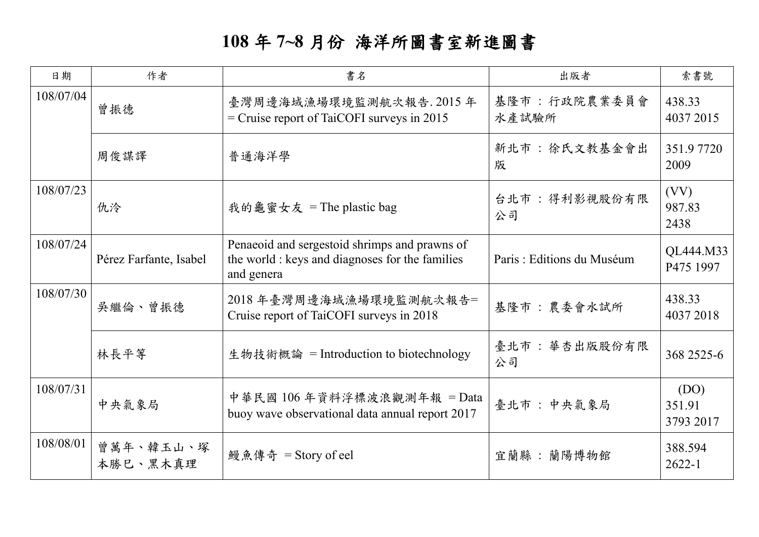# 108 年 7~8 月份 海洋所圖書室新進圖書

| 日期 | 作者 | 書名 | 出版者 | 索書號 |
| --- | --- | --- | --- | --- |
| 108/07/04 | 曾振德 | 臺灣周邊海域漁場環境監測航次報告. 2015 年 = Cruise report of TaiCOFI surveys in 2015 | 基隆市 : 行政院農業委員會水產試驗所 | 438.33 4037 2015 |
| | 周俊謀譯 | 普通海洋學 | 新北市 : 徐氏文教基金會出版 | 351.9 7720 2009 |
| 108/07/23 | 仇泠 | 我的龜蜜女友 = The plastic bag | 台北市 : 得利影視股份有限公司 | (VV) 987.83 2438 |
| 108/07/24 | Pérez Farfante, Isabel | Penaeoid and sergestoid shrimps and prawns of the world : keys and diagnoses for the families and genera | Paris : Editions du Muséum | QL444.M33 P475 1997 |
| 108/07/30 | 吳繼倫、曾振德 | 2018 年臺灣周邊海域漁場環境監測航次報告= Cruise report of TaiCOFI surveys in 2018 | 基隆市 : 農委會水試所 | 438.33 4037 2018 |
| | 林長平等 | 生物技術概論 = Introduction to biotechnology | 臺北市 : 華杏出版股份有限公司 | 368 2525-6 |
| 108/07/31 | 中央氣象局 | 中華民國 106 年資料浮標波浪觀測年報 = Data buoy wave observational data annual report 2017 | 臺北市 : 中央氣象局 | (DO) 351.91 3793 2017 |
| 108/08/01 | 曾萬年、韓玉山、塚本勝巳、黑木真理 | 鰻魚傳奇 = Story of eel | 宜蘭縣 : 蘭陽博物館 | 388.594 2622-1 |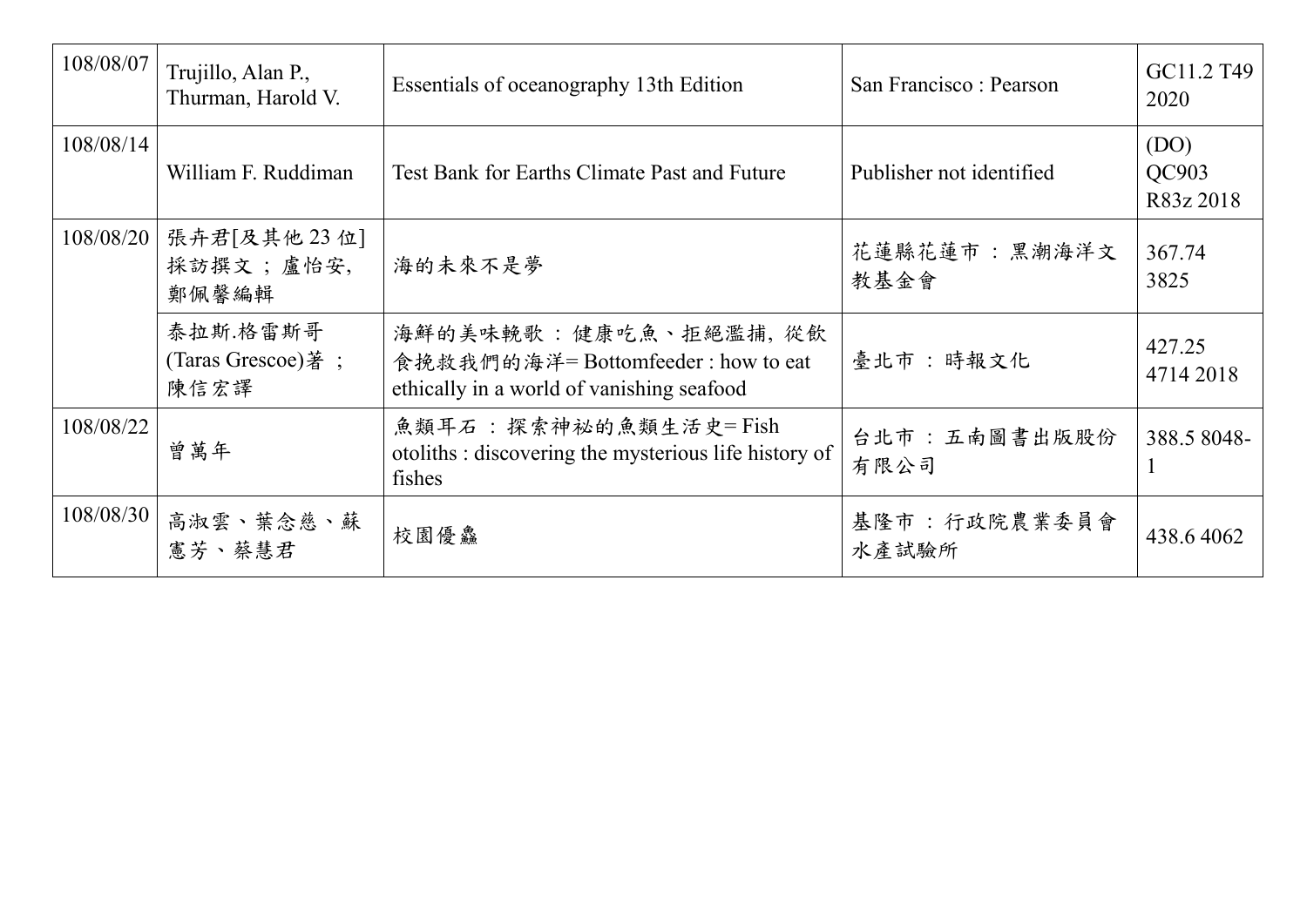| | | | | |
|---|---|---|---|---|
| 108/08/07 | Trujillo, Alan P., Thurman, Harold V. | Essentials of oceanography 13th Edition | San Francisco : Pearson | GC11.2 T49 2020 |
| 108/08/14 | William F. Ruddiman | Test Bank for Earths Climate Past and Future | Publisher not identified | (DO) QC903 R83z 2018 |
| 108/08/20 | 張卉君[及其他 23 位]採訪撰文；盧怡安, 鄭佩馨編輯 | 海的未來不是夢 | 花蓮縣花蓮市：黑潮海洋文教基金會 | 367.74 3825 |
| | 泰拉斯.格雷斯哥 (Taras Grescoe)著；陳信宏譯 | 海鮮的美味輓歌：健康吃魚、拒絕濫捕, 從飲食挽救我們的海洋= Bottomfeeder : how to eat ethically in a world of vanishing seafood | 臺北市：時報文化 | 427.25 4714 2018 |
| 108/08/22 | 曾萬年 | 魚類耳石：探索神祕的魚類生活史= Fish otoliths : discovering the mysterious life history of fishes | 台北市：五南圖書出版股份有限公司 | 388.5 8048-1 |
| 108/08/30 | 高淑雲、葉念慈、蘇憲芳、蔡慧君 | 校園優鱻 | 基隆市：行政院農業委員會水產試驗所 | 438.6 4062 |